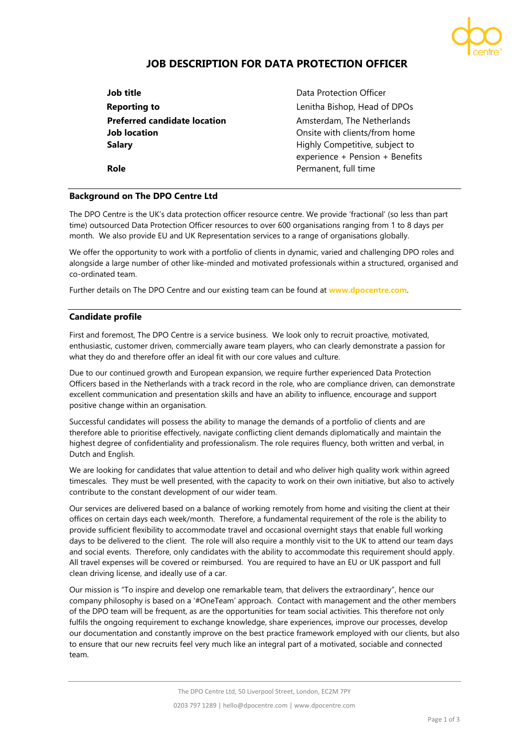# JOB DESCRIPTION FOR DATA PROTECTION OFFICER

| | |
|---|---|
| **Job title** | Data Protection Officer |
| **Reporting to** | Lenitha Bishop, Head of DPOs |
| **Preferred candidate location** | Amsterdam, The Netherlands |
| **Job location** | Onsite with clients/from home |
| **Salary** | Highly Competitive, subject to experience + Pension + Benefits |
| **Role** | Permanent, full time |

## Background on The DPO Centre Ltd

The DPO Centre is the UK's data protection officer resource centre. We provide 'fractional' (so less than part time) outsourced Data Protection Officer resources to over 600 organisations ranging from 1 to 8 days per month. We also provide EU and UK Representation services to a range of organisations globally.

We offer the opportunity to work with a portfolio of clients in dynamic, varied and challenging DPO roles and alongside a large number of other like-minded and motivated professionals within a structured, organised and co-ordinated team.

Further details on The DPO Centre and our existing team can be found at www.dpocentre.com.

## Candidate profile

First and foremost, The DPO Centre is a service business. We look only to recruit proactive, motivated, enthusiastic, customer driven, commercially aware team players, who can clearly demonstrate a passion for what they do and therefore offer an ideal fit with our core values and culture.

Due to our continued growth and European expansion, we require further experienced Data Protection Officers based in the Netherlands with a track record in the role, who are compliance driven, can demonstrate excellent communication and presentation skills and have an ability to influence, encourage and support positive change within an organisation.

Successful candidates will possess the ability to manage the demands of a portfolio of clients and are therefore able to prioritise effectively, navigate conflicting client demands diplomatically and maintain the highest degree of confidentiality and professionalism. The role requires fluency, both written and verbal, in Dutch and English.

We are looking for candidates that value attention to detail and who deliver high quality work within agreed timescales. They must be well presented, with the capacity to work on their own initiative, but also to actively contribute to the constant development of our wider team.

Our services are delivered based on a balance of working remotely from home and visiting the client at their offices on certain days each week/month. Therefore, a fundamental requirement of the role is the ability to provide sufficient flexibility to accommodate travel and occasional overnight stays that enable full working days to be delivered to the client. The role will also require a monthly visit to the UK to attend our team days and social events. Therefore, only candidates with the ability to accommodate this requirement should apply. All travel expenses will be covered or reimbursed. You are required to have an EU or UK passport and full clean driving license, and ideally use of a car.

Our mission is "To inspire and develop one remarkable team, that delivers the extraordinary", hence our company philosophy is based on a '#OneTeam' approach. Contact with management and the other members of the DPO team will be frequent, as are the opportunities for team social activities. This therefore not only fulfils the ongoing requirement to exchange knowledge, share experiences, improve our processes, develop our documentation and constantly improve on the best practice framework employed with our clients, but also to ensure that our new recruits feel very much like an integral part of a motivated, sociable and connected team.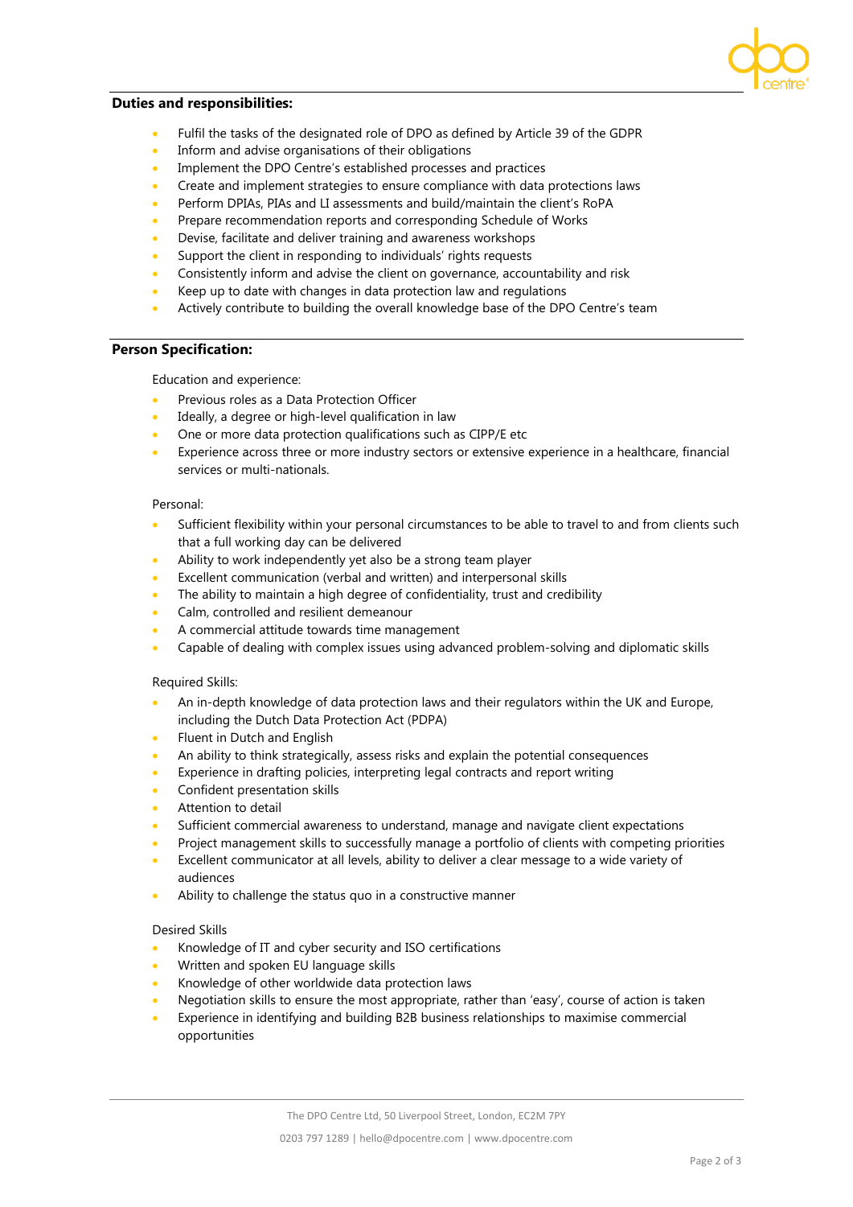**Duties and responsibilities:**

- Fulfil the tasks of the designated role of DPO as defined by Article 39 of the GDPR
- Inform and advise organisations of their obligations
- Implement the DPO Centre's established processes and practices
- Create and implement strategies to ensure compliance with data protections laws
- Perform DPIAs, PIAs and LI assessments and build/maintain the client's RoPA
- Prepare recommendation reports and corresponding Schedule of Works
- Devise, facilitate and deliver training and awareness workshops
- Support the client in responding to individuals' rights requests
- Consistently inform and advise the client on governance, accountability and risk
- Keep up to date with changes in data protection law and regulations
- Actively contribute to building the overall knowledge base of the DPO Centre's team

**Person Specification:**

Education and experience:

- Previous roles as a Data Protection Officer
- Ideally, a degree or high-level qualification in law
- One or more data protection qualifications such as CIPP/E etc
- Experience across three or more industry sectors or extensive experience in a healthcare, financial services or multi-nationals.

Personal:

- Sufficient flexibility within your personal circumstances to be able to travel to and from clients such that a full working day can be delivered
- Ability to work independently yet also be a strong team player
- Excellent communication (verbal and written) and interpersonal skills
- The ability to maintain a high degree of confidentiality, trust and credibility
- Calm, controlled and resilient demeanour
- A commercial attitude towards time management
- Capable of dealing with complex issues using advanced problem-solving and diplomatic skills

Required Skills:

- An in-depth knowledge of data protection laws and their regulators within the UK and Europe, including the Dutch Data Protection Act (PDPA)
- Fluent in Dutch and English
- An ability to think strategically, assess risks and explain the potential consequences
- Experience in drafting policies, interpreting legal contracts and report writing
- Confident presentation skills
- Attention to detail
- Sufficient commercial awareness to understand, manage and navigate client expectations
- Project management skills to successfully manage a portfolio of clients with competing priorities
- Excellent communicator at all levels, ability to deliver a clear message to a wide variety of audiences
- Ability to challenge the status quo in a constructive manner

Desired Skills

- Knowledge of IT and cyber security and ISO certifications
- Written and spoken EU language skills
- Knowledge of other worldwide data protection laws
- Negotiation skills to ensure the most appropriate, rather than 'easy', course of action is taken
- Experience in identifying and building B2B business relationships to maximise commercial opportunities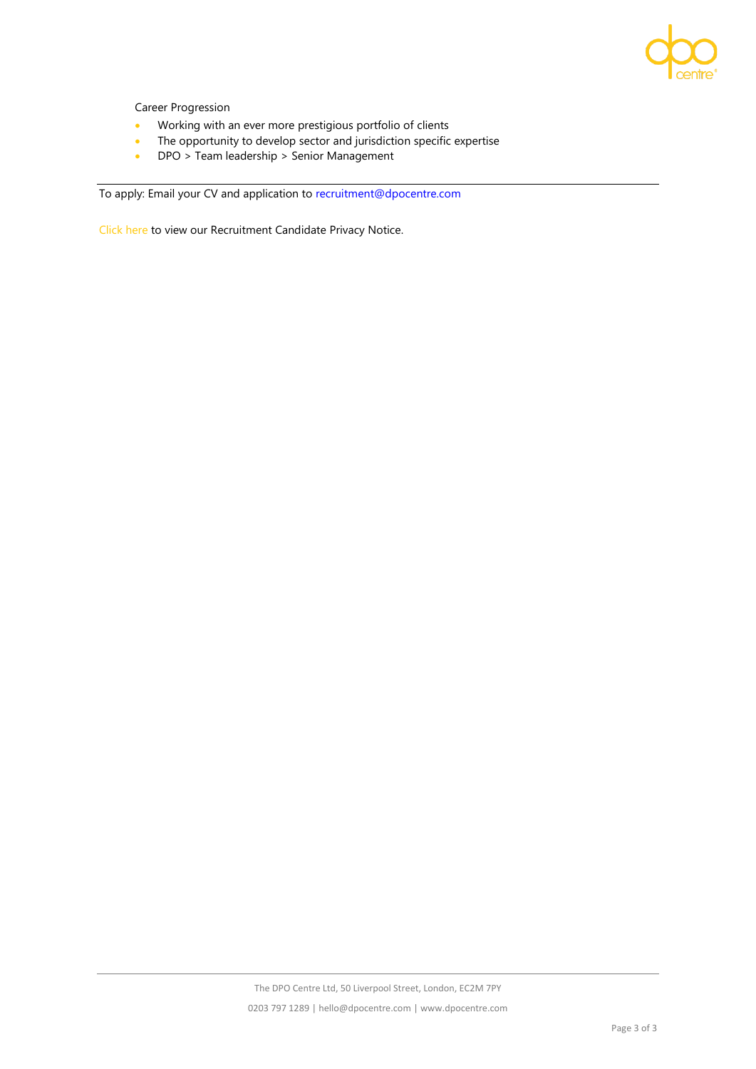Career Progression

- Working with an ever more prestigious portfolio of clients
- The opportunity to develop sector and jurisdiction specific expertise
- DPO > Team leadership > Senior Management

---

To apply: Email your CV and application to recruitment@dpocentre.com

Click here to view our Recruitment Candidate Privacy Notice.